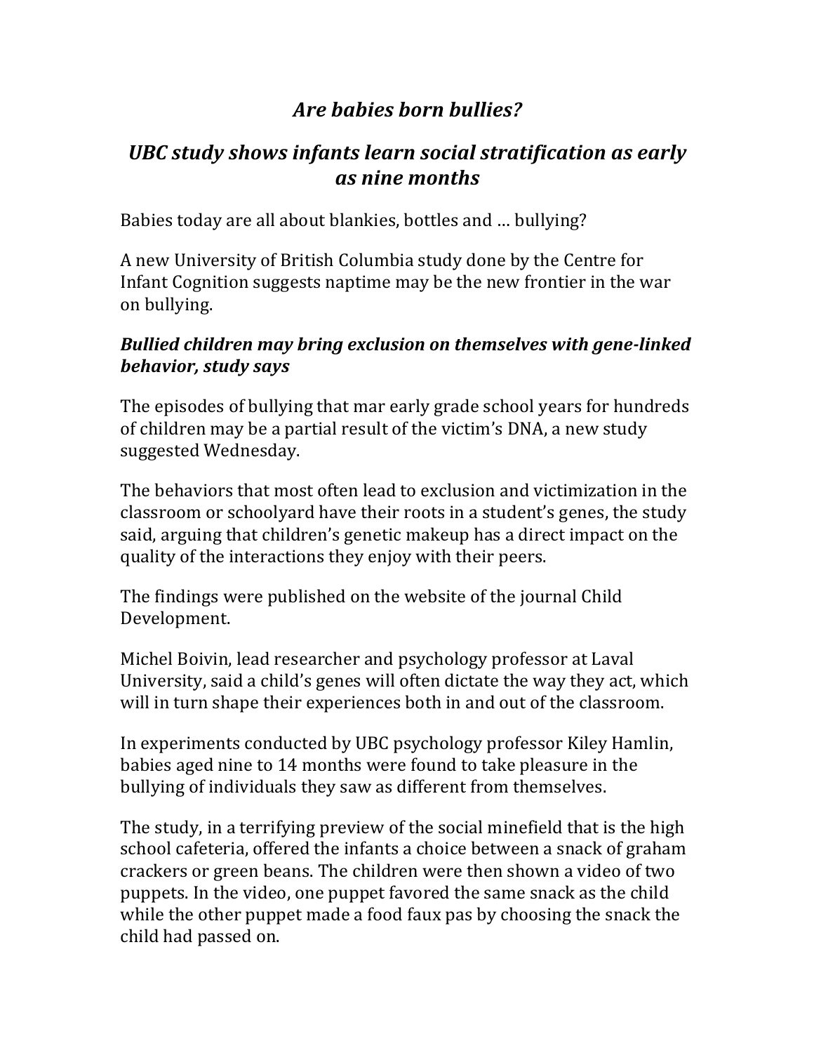# *Are babies born bullies?*

## *UBC study shows infants learn social stratification as early as nine months*

Babies today are all about blankies, bottles and … bullying?

A new University of British Columbia study done by the Centre for Infant Cognition suggests naptime may be the new frontier in the war on bullying.

### *Bullied children may bring exclusion on themselves with gene-linked behavior, study says*

The episodes of bullying that mar early grade school years for hundreds of children may be a partial result of the victim's DNA, a new study suggested Wednesday.

The behaviors that most often lead to exclusion and victimization in the classroom or schoolyard have their roots in a student's genes, the study said, arguing that children's genetic makeup has a direct impact on the quality of the interactions they enjoy with their peers.

The findings were published on the website of the journal Child Development.

Michel Boivin, lead researcher and psychology professor at Laval University, said a child's genes will often dictate the way they act, which will in turn shape their experiences both in and out of the classroom.

In experiments conducted by UBC psychology professor Kiley Hamlin, babies aged nine to 14 months were found to take pleasure in the bullying of individuals they saw as different from themselves.

The study, in a terrifying preview of the social minefield that is the high school cafeteria, offered the infants a choice between a snack of graham crackers or green beans. The children were then shown a video of two puppets. In the video, one puppet favored the same snack as the child while the other puppet made a food faux pas by choosing the snack the child had passed on.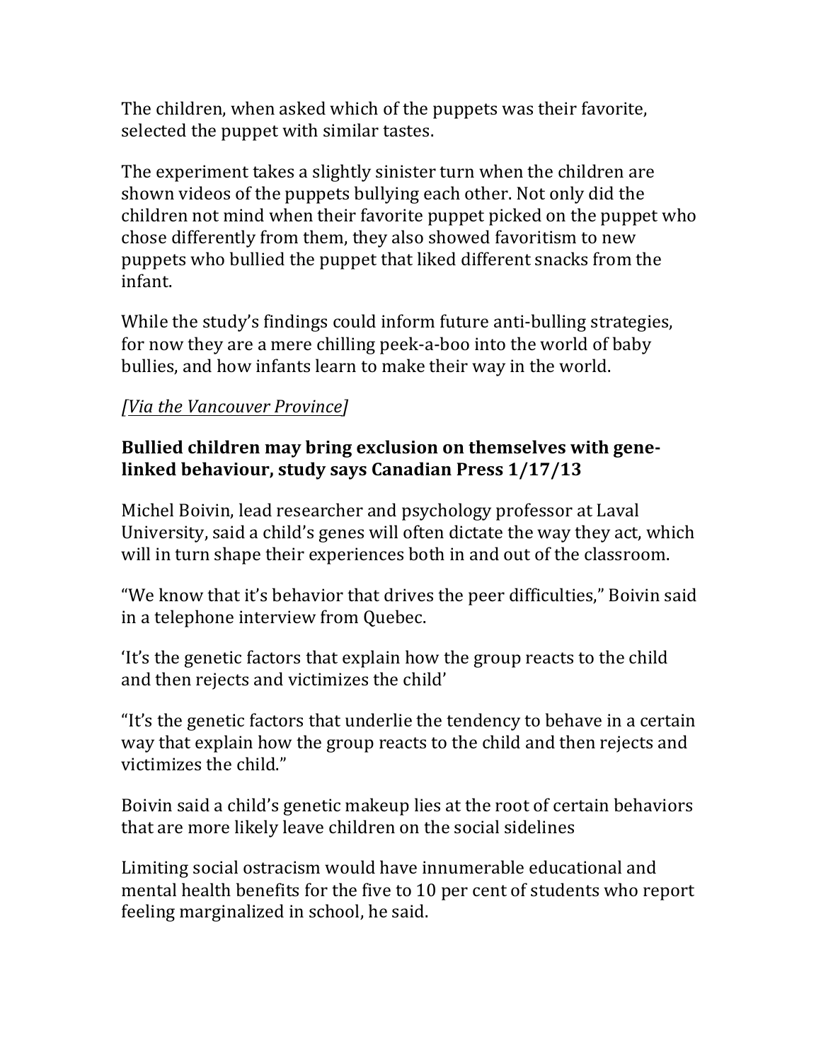The children, when asked which of the puppets was their favorite, selected the puppet with similar tastes.

The experiment takes a slightly sinister turn when the children are shown videos of the puppets bullying each other. Not only did the children not mind when their favorite puppet picked on the puppet who chose differently from them, they also showed favoritism to new puppets who bullied the puppet that liked different snacks from the infant.

While the study's findings could inform future anti-bulling strategies, for now they are a mere chilling peek-a-boo into the world of baby bullies, and how infants learn to make their way in the world.

*[Via the Vancouver Province]*

**Bullied children may bring exclusion on themselves with gene-linked behaviour, study says Canadian Press 1/17/13**

Michel Boivin, lead researcher and psychology professor at Laval University, said a child's genes will often dictate the way they act, which will in turn shape their experiences both in and out of the classroom.

"We know that it's behavior that drives the peer difficulties," Boivin said in a telephone interview from Quebec.

'It's the genetic factors that explain how the group reacts to the child and then rejects and victimizes the child'

"It's the genetic factors that underlie the tendency to behave in a certain way that explain how the group reacts to the child and then rejects and victimizes the child."

Boivin said a child's genetic makeup lies at the root of certain behaviors that are more likely leave children on the social sidelines

Limiting social ostracism would have innumerable educational and mental health benefits for the five to 10 per cent of students who report feeling marginalized in school, he said.